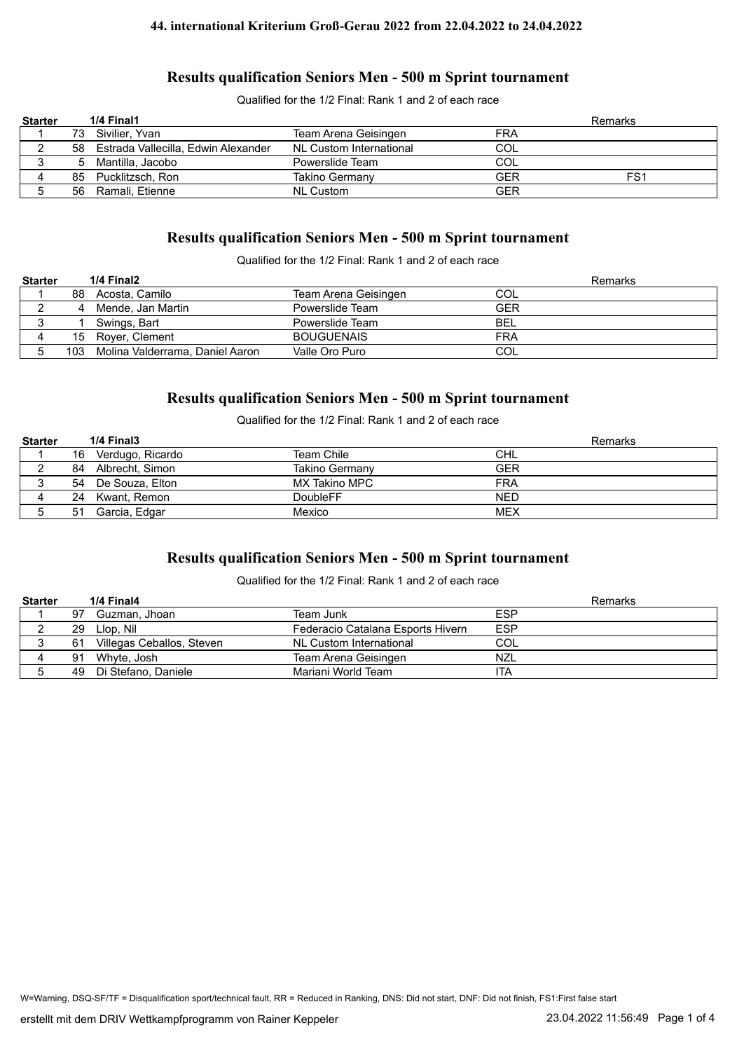**44. international Kriterium Groß-Gerau 2022 from 22.04.2022 to 24.04.2022**

## Results qualification Seniors Men - 500 m Sprint tournament

Qualified for the 1/2 Final: Rank 1 and 2 of each race

| Starter | | 1/4 Final1 | | | Remarks |
|---|---|---|---|---|---|
| 1 | 73 | Sivilier, Yvan | Team Arena Geisingen | FRA | |
| 2 | 58 | Estrada Vallecilla, Edwin Alexander | NL Custom International | COL | |
| 3 | 5 | Mantilla, Jacobo | Powerslide Team | COL | |
| 4 | 85 | Pucklitzsch, Ron | Takino Germany | GER | FS1 |
| 5 | 56 | Ramali, Etienne | NL Custom | GER | |

## Results qualification Seniors Men - 500 m Sprint tournament

Qualified for the 1/2 Final: Rank 1 and 2 of each race

| Starter | | 1/4 Final2 | | | Remarks |
|---|---|---|---|---|---|
| 1 | 88 | Acosta, Camilo | Team Arena Geisingen | COL | |
| 2 | 4 | Mende, Jan Martin | Powerslide Team | GER | |
| 3 | 1 | Swings, Bart | Powerslide Team | BEL | |
| 4 | 15 | Royer, Clement | BOUGUENAIS | FRA | |
| 5 | 103 | Molina Valderrama, Daniel Aaron | Valle Oro Puro | COL | |

## Results qualification Seniors Men - 500 m Sprint tournament

Qualified for the 1/2 Final: Rank 1 and 2 of each race

| Starter | | 1/4 Final3 | | | Remarks |
|---|---|---|---|---|---|
| 1 | 16 | Verdugo, Ricardo | Team Chile | CHL | |
| 2 | 84 | Albrecht, Simon | Takino Germany | GER | |
| 3 | 54 | De Souza, Elton | MX Takino MPC | FRA | |
| 4 | 24 | Kwant, Remon | DoubleFF | NED | |
| 5 | 51 | Garcia, Edgar | Mexico | MEX | |

## Results qualification Seniors Men - 500 m Sprint tournament

Qualified for the 1/2 Final: Rank 1 and 2 of each race

| Starter | | 1/4 Final4 | | | Remarks |
|---|---|---|---|---|---|
| 1 | 97 | Guzman, Jhoan | Team Junk | ESP | |
| 2 | 29 | Llop, Nil | Federacio Catalana Esports Hivern | ESP | |
| 3 | 61 | Villegas Ceballos, Steven | NL Custom International | COL | |
| 4 | 91 | Whyte, Josh | Team Arena Geisingen | NZL | |
| 5 | 49 | Di Stefano, Daniele | Mariani World Team | ITA | |

W=Warning, DSQ-SF/TF = Disqualification sport/technical fault, RR = Reduced in Ranking, DNS: Did not start, DNF: Did not finish, FS1:First false start

erstellt mit dem DRIV Wettkampfprogramm von Rainer Keppeler 23.04.2022 11:56:49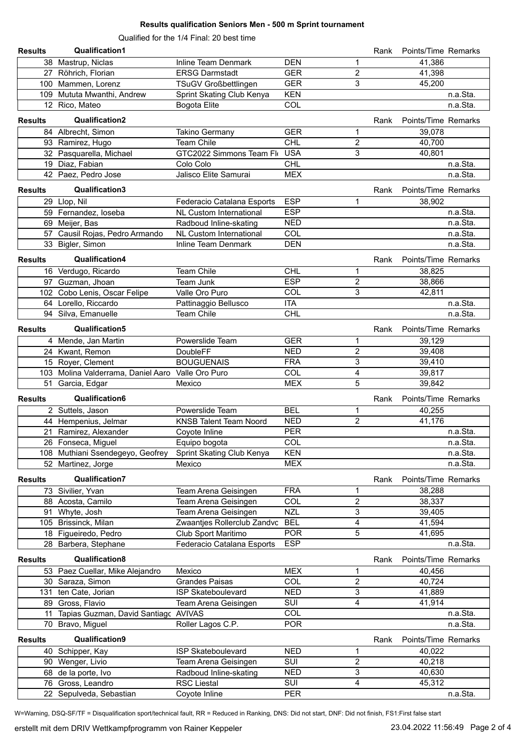# Results qualification Seniors Men - 500 m Sprint tournament

Qualified for the 1/4 Final: 20 best time

## Results Qualification1

| No. | Name | Club | Nation | Rank | Points/Time | Remarks |
|---|---|---|---|---|---|---|
| 38 | Mastrup, Niclas | Inline Team Denmark | DEN | 1 | 41,386 | |
| 27 | Röhrich, Florian | ERSG Darmstadt | GER | 2 | 41,398 | |
| 100 | Mammen, Lorenz | TSuGV Großbettlingen | GER | 3 | 45,200 | |
| 109 | Mututa Mwanthi, Andrew | Sprint Skating Club Kenya | KEN | | | n.a.Sta. |
| 12 | Rico, Mateo | Bogota Elite | COL | | | n.a.Sta. |

## Results Qualification2

| No. | Name | Club | Nation | Rank | Points/Time | Remarks |
|---|---|---|---|---|---|---|
| 84 | Albrecht, Simon | Takino Germany | GER | 1 | 39,078 | |
| 93 | Ramirez, Hugo | Team Chile | CHL | 2 | 40,700 | |
| 32 | Pasquarella, Michael | GTC2022 Simmons Team Fl | USA | 3 | 40,801 | |
| 19 | Diaz, Fabian | Colo Colo | CHL | | | n.a.Sta. |
| 42 | Paez, Pedro Jose | Jalisco Elite Samurai | MEX | | | n.a.Sta. |

## Results Qualification3

| No. | Name | Club | Nation | Rank | Points/Time | Remarks |
|---|---|---|---|---|---|---|
| 29 | Llop, Nil | Federacio Catalana Esports | ESP | 1 | 38,902 | |
| 59 | Fernandez, Ioseba | NL Custom International | ESP | | | n.a.Sta. |
| 69 | Meijer, Bas | Radboud Inline-skating | NED | | | n.a.Sta. |
| 57 | Causil Rojas, Pedro Armando | NL Custom International | COL | | | n.a.Sta. |
| 33 | Bigler, Simon | Inline Team Denmark | DEN | | | n.a.Sta. |

## Results Qualification4

| No. | Name | Club | Nation | Rank | Points/Time | Remarks |
|---|---|---|---|---|---|---|
| 16 | Verdugo, Ricardo | Team Chile | CHL | 1 | 38,825 | |
| 97 | Guzman, Jhoan | Team Junk | ESP | 2 | 38,866 | |
| 102 | Cobo Lenis, Oscar Felipe | Valle Oro Puro | COL | 3 | 42,811 | |
| 64 | Lorello, Riccardo | Pattinaggio Bellusco | ITA | | | n.a.Sta. |
| 94 | Silva, Emanuelle | Team Chile | CHL | | | n.a.Sta. |

## Results Qualification5

| No. | Name | Club | Nation | Rank | Points/Time | Remarks |
|---|---|---|---|---|---|---|
| 4 | Mende, Jan Martin | Powerslide Team | GER | 1 | 39,129 | |
| 24 | Kwant, Remon | DoubleFF | NED | 2 | 39,408 | |
| 15 | Royer, Clement | BOUGUENAIS | FRA | 3 | 39,410 | |
| 103 | Molina Valderrama, Daniel Aaro | Valle Oro Puro | COL | 4 | 39,817 | |
| 51 | Garcia, Edgar | Mexico | MEX | 5 | 39,842 | |

## Results Qualification6

| No. | Name | Club | Nation | Rank | Points/Time | Remarks |
|---|---|---|---|---|---|---|
| 2 | Suttels, Jason | Powerslide Team | BEL | 1 | 40,255 | |
| 44 | Hempenius, Jelmar | KNSB Talent Team Noord | NED | 2 | 41,176 | |
| 21 | Ramirez, Alexander | Coyote Inline | PER | | | n.a.Sta. |
| 26 | Fonseca, Miguel | Equipo bogota | COL | | | n.a.Sta. |
| 108 | Muthiani Ssendegeyo, Geofrey | Sprint Skating Club Kenya | KEN | | | n.a.Sta. |
| 52 | Martinez, Jorge | Mexico | MEX | | | n.a.Sta. |

## Results Qualification7

| No. | Name | Club | Nation | Rank | Points/Time | Remarks |
|---|---|---|---|---|---|---|
| 73 | Sivilier, Yvan | Team Arena Geisingen | FRA | 1 | 38,288 | |
| 88 | Acosta, Camilo | Team Arena Geisingen | COL | 2 | 38,337 | |
| 91 | Whyte, Josh | Team Arena Geisingen | NZL | 3 | 39,405 | |
| 105 | Brissinck, Milan | Zwaantjes Rollerclub Zandvc | BEL | 4 | 41,594 | |
| 18 | Figueiredo, Pedro | Club Sport Maritimo | POR | 5 | 41,695 | |
| 28 | Barbera, Stephane | Federacio Catalana Esports | ESP | | | n.a.Sta. |

## Results Qualification8

| No. | Name | Club | Nation | Rank | Points/Time | Remarks |
|---|---|---|---|---|---|---|
| 53 | Paez Cuellar, Mike Alejandro | Mexico | MEX | 1 | 40,456 | |
| 30 | Saraza, Simon | Grandes Paisas | COL | 2 | 40,724 | |
| 131 | ten Cate, Jorian | ISP Skateboulevard | NED | 3 | 41,889 | |
| 89 | Gross, Flavio | Team Arena Geisingen | SUI | 4 | 41,914 | |
| 11 | Tapias Guzman, David Santiagc | AVIVAS | COL | | | n.a.Sta. |
| 70 | Bravo, Miguel | Roller Lagos C.P. | POR | | | n.a.Sta. |

## Results Qualification9

| No. | Name | Club | Nation | Rank | Points/Time | Remarks |
|---|---|---|---|---|---|---|
| 40 | Schipper, Kay | ISP Skateboulevard | NED | 1 | 40,022 | |
| 90 | Wenger, Livio | Team Arena Geisingen | SUI | 2 | 40,218 | |
| 68 | de la porte, Ivo | Radboud Inline-skating | NED | 3 | 40,630 | |
| 76 | Gross, Leandro | RSC Liestal | SUI | 4 | 45,312 | |
| 22 | Sepulveda, Sebastian | Coyote Inline | PER | | | n.a.Sta. |

W=Warning, DSQ-SF/TF = Disqualification sport/technical fault, RR = Reduced in Ranking, DNS: Did not start, DNF: Did not finish, FS1:First false start

erstellt mit dem DRIV Wettkampfprogramm von Rainer Keppeler 23.04.2022 11:56:49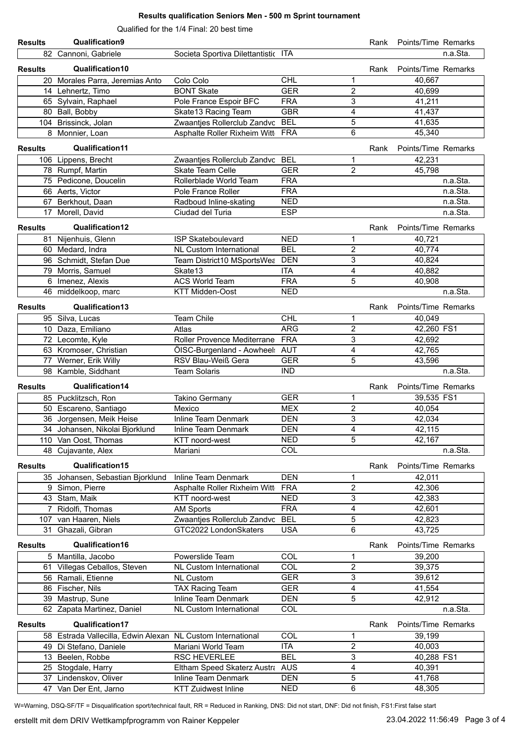# Results qualification Seniors Men - 500 m Sprint tournament

Qualified for the 1/4 Final: 20 best time

**Results — Qualification9**

| No. | Name | Team | Nation | Rank | Points/Time | Remarks |
|---|---|---|---|---|---|---|
| 82 | Cannoni, Gabriele | Societa Sportiva Dilettantistic | ITA | | | n.a.Sta. |

**Results — Qualification10**

| No. | Name | Team | Nation | Rank | Points/Time | Remarks |
|---|---|---|---|---|---|---|
| 20 | Morales Parra, Jeremias Anto | Colo Colo | CHL | 1 | 40,667 | |
| 14 | Lehnertz, Timo | BONT Skate | GER | 2 | 40,699 | |
| 65 | Sylvain, Raphael | Pole France Espoir BFC | FRA | 3 | 41,211 | |
| 80 | Ball, Bobby | Skate13 Racing Team | GBR | 4 | 41,437 | |
| 104 | Brissinck, Jolan | Zwaantjes Rollerclub Zandvc | BEL | 5 | 41,635 | |
| 8 | Monnier, Loan | Asphalte Roller Rixheim Witt | FRA | 6 | 45,340 | |

**Results — Qualification11**

| No. | Name | Team | Nation | Rank | Points/Time | Remarks |
|---|---|---|---|---|---|---|
| 106 | Lippens, Brecht | Zwaantjes Rollerclub Zandvc | BEL | 1 | 42,231 | |
| 78 | Rumpf, Martin | Skate Team Celle | GER | 2 | 45,798 | |
| 75 | Pedicone, Doucelin | Rollerblade World Team | FRA | | | n.a.Sta. |
| 66 | Aerts, Victor | Pole France Roller | FRA | | | n.a.Sta. |
| 67 | Berkhout, Daan | Radboud Inline-skating | NED | | | n.a.Sta. |
| 17 | Morell, David | Ciudad del Turia | ESP | | | n.a.Sta. |

**Results — Qualification12**

| No. | Name | Team | Nation | Rank | Points/Time | Remarks |
|---|---|---|---|---|---|---|
| 81 | Nijenhuis, Glenn | ISP Skateboulevard | NED | 1 | 40,721 | |
| 60 | Medard, Indra | NL Custom International | BEL | 2 | 40,774 | |
| 96 | Schmidt, Stefan Due | Team District10 MSportsWea | DEN | 3 | 40,824 | |
| 79 | Morris, Samuel | Skate13 | ITA | 4 | 40,882 | |
| 6 | Imenez, Alexis | ACS World Team | FRA | 5 | 40,908 | |
| 46 | middelkoop, marc | KTT Midden-Oost | NED | | | n.a.Sta. |

**Results — Qualification13**

| No. | Name | Team | Nation | Rank | Points/Time | Remarks |
|---|---|---|---|---|---|---|
| 95 | Silva, Lucas | Team Chile | CHL | 1 | 40,049 | |
| 10 | Daza, Emiliano | Atlas | ARG | 2 | 42,260 | FS1 |
| 72 | Lecomte, Kyle | Roller Provence Mediterrane | FRA | 3 | 42,692 | |
| 63 | Kromoser, Christian | ÖISC-Burgenland - Aowheel | AUT | 4 | 42,765 | |
| 77 | Werner, Erik Willy | RSV Blau-Weiß Gera | GER | 5 | 43,596 | |
| 98 | Kamble, Siddhant | Team Solaris | IND | | | n.a.Sta. |

**Results — Qualification14**

| No. | Name | Team | Nation | Rank | Points/Time | Remarks |
|---|---|---|---|---|---|---|
| 85 | Pucklitzsch, Ron | Takino Germany | GER | 1 | 39,535 | FS1 |
| 50 | Escareno, Santiago | Mexico | MEX | 2 | 40,054 | |
| 36 | Jorgensen, Meik Heise | Inline Team Denmark | DEN | 3 | 42,034 | |
| 34 | Johansen, Nikolai Bjorklund | Inline Team Denmark | DEN | 4 | 42,115 | |
| 110 | Van Oost, Thomas | KTT noord-west | NED | 5 | 42,167 | |
| 48 | Cujavante, Alex | Mariani | COL | | | n.a.Sta. |

**Results — Qualification15**

| No. | Name | Team | Nation | Rank | Points/Time | Remarks |
|---|---|---|---|---|---|---|
| 35 | Johansen, Sebastian Bjorklund | Inline Team Denmark | DEN | 1 | 42,011 | |
| 9 | Simon, Pierre | Asphalte Roller Rixheim Witt | FRA | 2 | 42,306 | |
| 43 | Stam, Maik | KTT noord-west | NED | 3 | 42,383 | |
| 7 | Ridolfi, Thomas | AM Sports | FRA | 4 | 42,601 | |
| 107 | van Haaren, Niels | Zwaantjes Rollerclub Zandvc | BEL | 5 | 42,823 | |
| 31 | Ghazali, Gibran | GTC2022 LondonSkaters | USA | 6 | 43,725 | |

**Results — Qualification16**

| No. | Name | Team | Nation | Rank | Points/Time | Remarks |
|---|---|---|---|---|---|---|
| 5 | Mantilla, Jacobo | Powerslide Team | COL | 1 | 39,200 | |
| 61 | Villegas Ceballos, Steven | NL Custom International | COL | 2 | 39,375 | |
| 56 | Ramali, Etienne | NL Custom | GER | 3 | 39,612 | |
| 86 | Fischer, Nils | TAX Racing Team | GER | 4 | 41,554 | |
| 39 | Mastrup, Sune | Inline Team Denmark | DEN | 5 | 42,912 | |
| 62 | Zapata Martinez, Daniel | NL Custom International | COL | | | n.a.Sta. |

**Results — Qualification17**

| No. | Name | Team | Nation | Rank | Points/Time | Remarks |
|---|---|---|---|---|---|---|
| 58 | Estrada Vallecilla, Edwin Alexan | NL Custom International | COL | 1 | 39,199 | |
| 49 | Di Stefano, Daniele | Mariani World Team | ITA | 2 | 40,003 | |
| 13 | Beelen, Robbe | RSC HEVERLEE | BEL | 3 | 40,288 | FS1 |
| 25 | Stogdale, Harry | Eltham Speed Skaterz Austra | AUS | 4 | 40,391 | |
| 37 | Lindenskov, Oliver | Inline Team Denmark | DEN | 5 | 41,768 | |
| 47 | Van Der Ent, Jarno | KTT Zuidwest Inline | NED | 6 | 48,305 | |

W=Warning, DSQ-SF/TF = Disqualification sport/technical fault, RR = Reduced in Ranking, DNS: Did not start, DNF: Did not finish, FS1:First false start

erstellt mit dem DRIV Wettkampfprogramm von Rainer Keppeler — 23.04.2022 11:56:49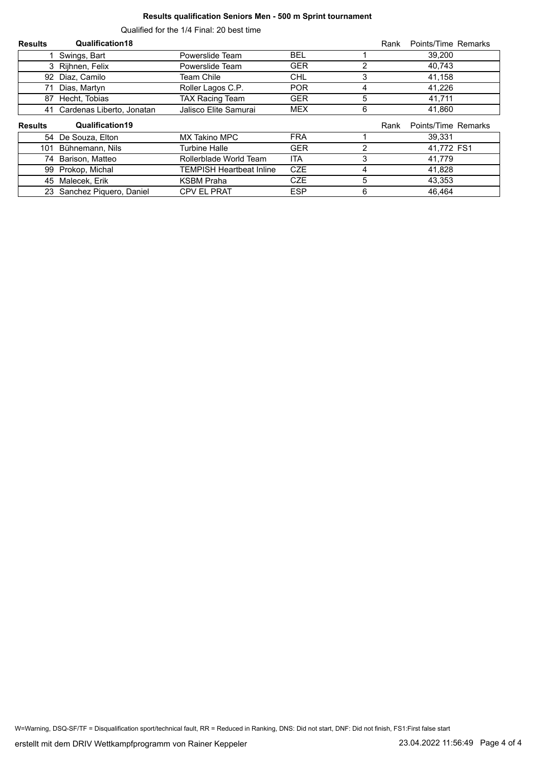**Results qualification Seniors Men - 500 m Sprint tournament**

Qualified for the 1/4 Final: 20 best time

**Results** **Qualification18**

| | | | | Rank | Points/Time | Remarks |
|---|---|---|---|---|---|---|
| 1 | Swings, Bart | Powerslide Team | BEL | 1 | 39,200 | |
| 3 | Rijhnen, Felix | Powerslide Team | GER | 2 | 40,743 | |
| 92 | Diaz, Camilo | Team Chile | CHL | 3 | 41,158 | |
| 71 | Dias, Martyn | Roller Lagos C.P. | POR | 4 | 41,226 | |
| 87 | Hecht, Tobias | TAX Racing Team | GER | 5 | 41,711 | |
| 41 | Cardenas Liberto, Jonatan | Jalisco Elite Samurai | MEX | 6 | 41,860 | |

**Results** **Qualification19**

| | | | | Rank | Points/Time | Remarks |
|---|---|---|---|---|---|---|
| 54 | De Souza, Elton | MX Takino MPC | FRA | 1 | 39,331 | |
| 101 | Bühnemann, Nils | Turbine Halle | GER | 2 | 41,772 | FS1 |
| 74 | Barison, Matteo | Rollerblade World Team | ITA | 3 | 41,779 | |
| 99 | Prokop, Michal | TEMPISH Heartbeat Inline | CZE | 4 | 41,828 | |
| 45 | Malecek, Erik | KSBM Praha | CZE | 5 | 43,353 | |
| 23 | Sanchez Piquero, Daniel | CPV EL PRAT | ESP | 6 | 46,464 | |

W=Warning, DSQ-SF/TF = Disqualification sport/technical fault, RR = Reduced in Ranking, DNS: Did not start, DNF: Did not finish, FS1:First false start

erstellt mit dem DRIV Wettkampfprogramm von Rainer Keppeler 23.04.2022 11:56:49